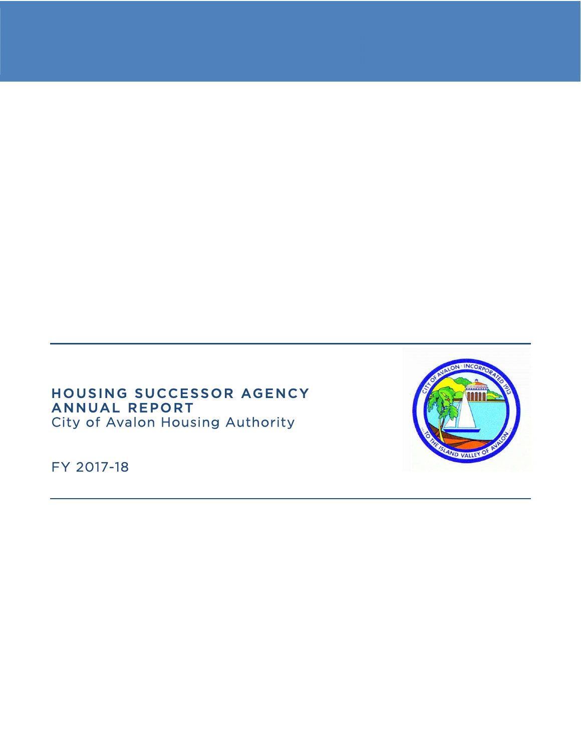# HOUSING SUCCESSOR AGENCY ANNUAL REPORT

City of Avalon Housing Authority

FY 2017-18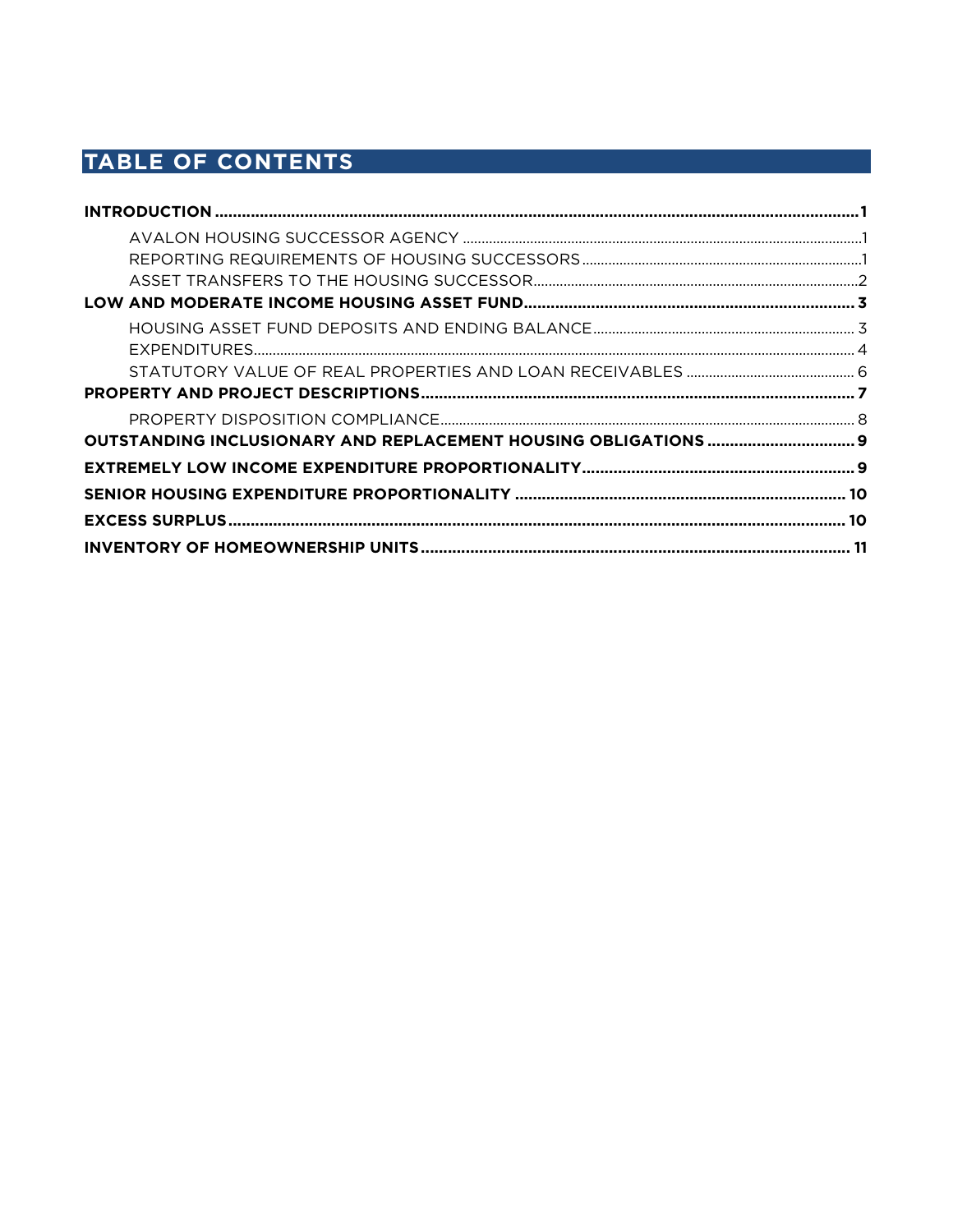# TABLE OF CONTENTS

**INTRODUCTION** .......... **1**

- AVALON HOUSING SUCCESSOR AGENCY .......... 1
- REPORTING REQUIREMENTS OF HOUSING SUCCESSORS .......... 1
- ASSET TRANSFERS TO THE HOUSING SUCCESSOR .......... 2

**LOW AND MODERATE INCOME HOUSING ASSET FUND** .......... **3**

- HOUSING ASSET FUND DEPOSITS AND ENDING BALANCE .......... 3
- EXPENDITURES .......... 4
- STATUTORY VALUE OF REAL PROPERTIES AND LOAN RECEIVABLES .......... 6

**PROPERTY AND PROJECT DESCRIPTIONS** .......... **7**

- PROPERTY DISPOSITION COMPLIANCE .......... 8

**OUTSTANDING INCLUSIONARY AND REPLACEMENT HOUSING OBLIGATIONS** .......... **9**

**EXTREMELY LOW INCOME EXPENDITURE PROPORTIONALITY** .......... **9**

**SENIOR HOUSING EXPENDITURE PROPORTIONALITY** .......... **10**

**EXCESS SURPLUS** .......... **10**

**INVENTORY OF HOMEOWNERSHIP UNITS** .......... **11**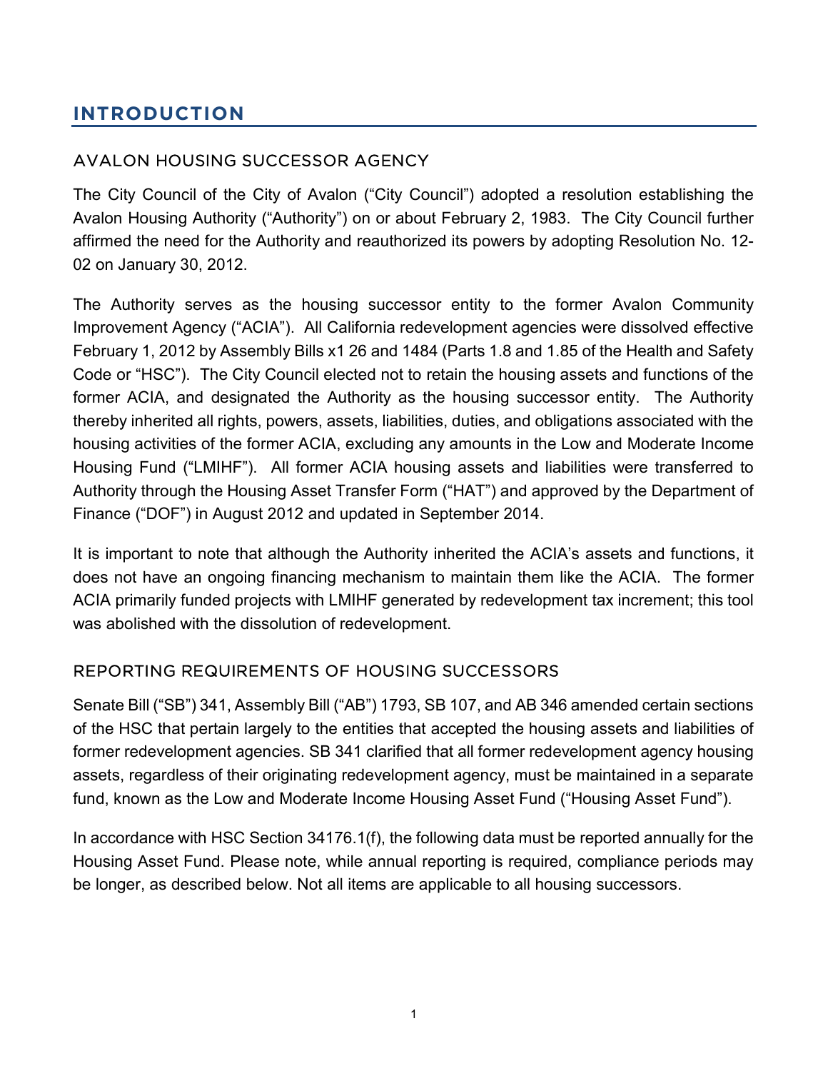# INTRODUCTION

## AVALON HOUSING SUCCESSOR AGENCY

The City Council of the City of Avalon ("City Council") adopted a resolution establishing the Avalon Housing Authority ("Authority") on or about February 2, 1983. The City Council further affirmed the need for the Authority and reauthorized its powers by adopting Resolution No. 12-02 on January 30, 2012.

The Authority serves as the housing successor entity to the former Avalon Community Improvement Agency ("ACIA"). All California redevelopment agencies were dissolved effective February 1, 2012 by Assembly Bills x1 26 and 1484 (Parts 1.8 and 1.85 of the Health and Safety Code or "HSC"). The City Council elected not to retain the housing assets and functions of the former ACIA, and designated the Authority as the housing successor entity. The Authority thereby inherited all rights, powers, assets, liabilities, duties, and obligations associated with the housing activities of the former ACIA, excluding any amounts in the Low and Moderate Income Housing Fund ("LMIHF"). All former ACIA housing assets and liabilities were transferred to Authority through the Housing Asset Transfer Form ("HAT") and approved by the Department of Finance ("DOF") in August 2012 and updated in September 2014.

It is important to note that although the Authority inherited the ACIA's assets and functions, it does not have an ongoing financing mechanism to maintain them like the ACIA. The former ACIA primarily funded projects with LMIHF generated by redevelopment tax increment; this tool was abolished with the dissolution of redevelopment.

## REPORTING REQUIREMENTS OF HOUSING SUCCESSORS

Senate Bill ("SB") 341, Assembly Bill ("AB") 1793, SB 107, and AB 346 amended certain sections of the HSC that pertain largely to the entities that accepted the housing assets and liabilities of former redevelopment agencies. SB 341 clarified that all former redevelopment agency housing assets, regardless of their originating redevelopment agency, must be maintained in a separate fund, known as the Low and Moderate Income Housing Asset Fund ("Housing Asset Fund").

In accordance with HSC Section 34176.1(f), the following data must be reported annually for the Housing Asset Fund. Please note, while annual reporting is required, compliance periods may be longer, as described below. Not all items are applicable to all housing successors.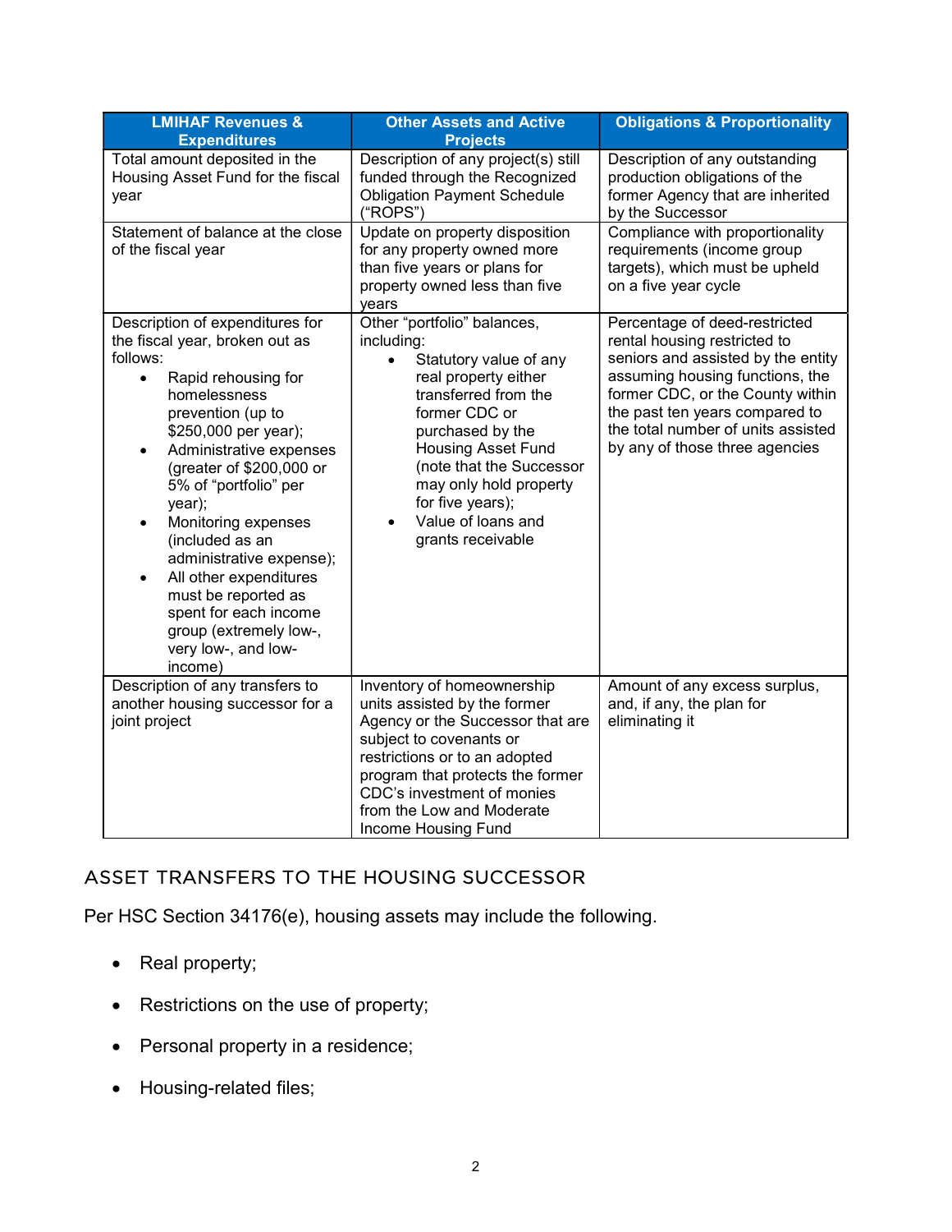| LMIHAF Revenues & Expenditures | Other Assets and Active Projects | Obligations & Proportionality |
|---|---|---|
| Total amount deposited in the Housing Asset Fund for the fiscal year | Description of any project(s) still funded through the Recognized Obligation Payment Schedule ("ROPS") | Description of any outstanding production obligations of the former Agency that are inherited by the Successor |
| Statement of balance at the close of the fiscal year | Update on property disposition for any property owned more than five years or plans for property owned less than five years | Compliance with proportionality requirements (income group targets), which must be upheld on a five year cycle |
| Description of expenditures for the fiscal year, broken out as follows:<br>• Rapid rehousing for homelessness prevention (up to $250,000 per year);<br>• Administrative expenses (greater of $200,000 or 5% of "portfolio" per year);<br>• Monitoring expenses (included as an administrative expense);<br>• All other expenditures must be reported as spent for each income group (extremely low-, very low-, and low-income) | Other "portfolio" balances, including:<br>• Statutory value of any real property either transferred from the former CDC or purchased by the Housing Asset Fund (note that the Successor may only hold property for five years);<br>• Value of loans and grants receivable | Percentage of deed-restricted rental housing restricted to seniors and assisted by the entity assuming housing functions, the former CDC, or the County within the past ten years compared to the total number of units assisted by any of those three agencies |
| Description of any transfers to another housing successor for a joint project | Inventory of homeownership units assisted by the former Agency or the Successor that are subject to covenants or restrictions or to an adopted program that protects the former CDC's investment of monies from the Low and Moderate Income Housing Fund | Amount of any excess surplus, and, if any, the plan for eliminating it |

## ASSET TRANSFERS TO THE HOUSING SUCCESSOR

Per HSC Section 34176(e), housing assets may include the following.

- Real property;
- Restrictions on the use of property;
- Personal property in a residence;
- Housing-related files;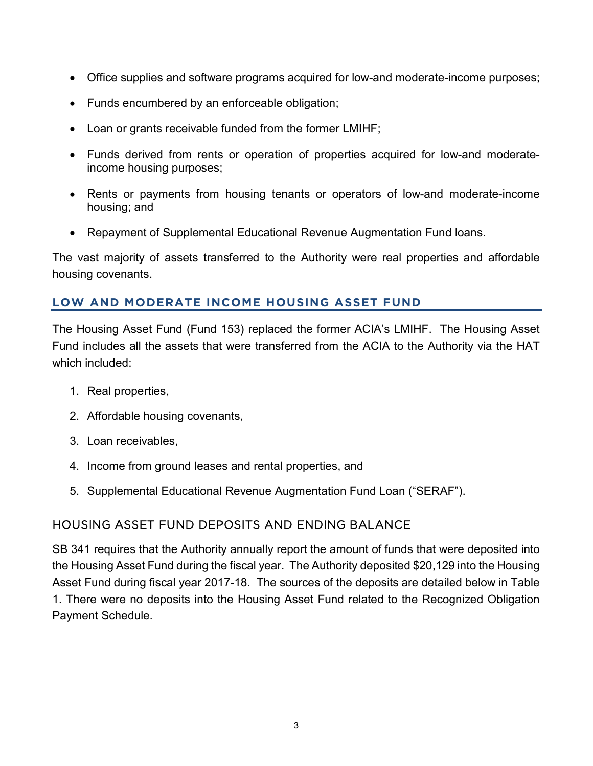- Office supplies and software programs acquired for low-and moderate-income purposes;
- Funds encumbered by an enforceable obligation;
- Loan or grants receivable funded from the former LMIHF;
- Funds derived from rents or operation of properties acquired for low-and moderate-income housing purposes;
- Rents or payments from housing tenants or operators of low-and moderate-income housing; and
- Repayment of Supplemental Educational Revenue Augmentation Fund loans.

The vast majority of assets transferred to the Authority were real properties and affordable housing covenants.

## LOW AND MODERATE INCOME HOUSING ASSET FUND

The Housing Asset Fund (Fund 153) replaced the former ACIA's LMIHF. The Housing Asset Fund includes all the assets that were transferred from the ACIA to the Authority via the HAT which included:

1. Real properties,
2. Affordable housing covenants,
3. Loan receivables,
4. Income from ground leases and rental properties, and
5. Supplemental Educational Revenue Augmentation Fund Loan ("SERAF").

### HOUSING ASSET FUND DEPOSITS AND ENDING BALANCE

SB 341 requires that the Authority annually report the amount of funds that were deposited into the Housing Asset Fund during the fiscal year. The Authority deposited $20,129 into the Housing Asset Fund during fiscal year 2017-18. The sources of the deposits are detailed below in Table 1. There were no deposits into the Housing Asset Fund related to the Recognized Obligation Payment Schedule.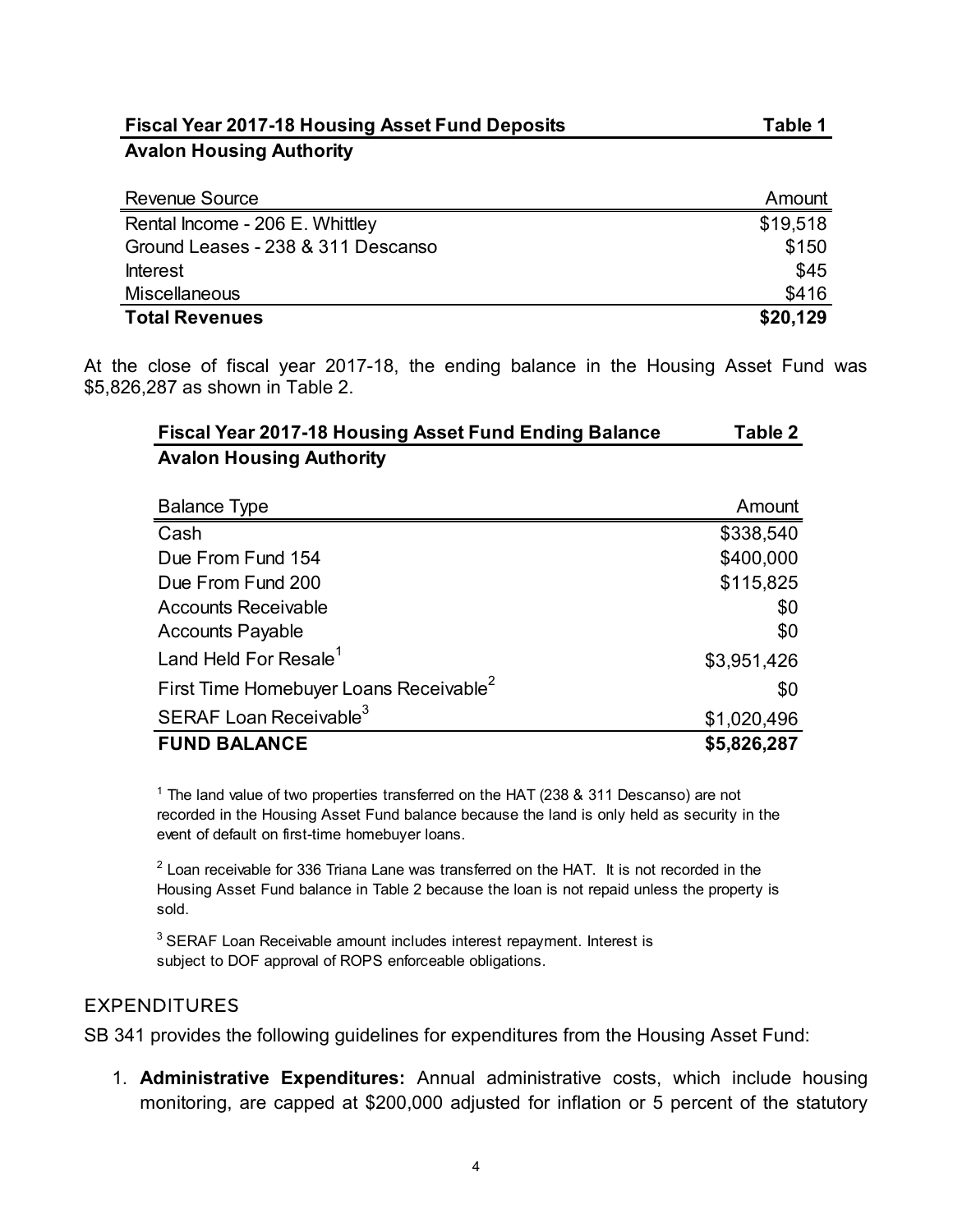**Fiscal Year 2017-18 Housing Asset Fund Deposits** **Table 1**

**Avalon Housing Authority**

| Revenue Source | Amount |
|---|---|
| Rental Income - 206 E. Whittley | $19,518 |
| Ground Leases - 238 & 311 Descanso | $150 |
| Interest | $45 |
| Miscellaneous | $416 |
| **Total Revenues** | **$20,129** |

At the close of fiscal year 2017-18, the ending balance in the Housing Asset Fund was $5,826,287 as shown in Table 2.

**Fiscal Year 2017-18 Housing Asset Fund Ending Balance** **Table 2**

**Avalon Housing Authority**

| Balance Type | Amount |
|---|---|
| Cash | $338,540 |
| Due From Fund 154 | $400,000 |
| Due From Fund 200 | $115,825 |
| Accounts Receivable | $0 |
| Accounts Payable | $0 |
| Land Held For Resale[1] | $3,951,426 |
| First Time Homebuyer Loans Receivable[2] | $0 |
| SERAF Loan Receivable[3] | $1,020,496 |
| **FUND BALANCE** | **$5,826,287** |

[1] The land value of two properties transferred on the HAT (238 & 311 Descanso) are not recorded in the Housing Asset Fund balance because the land is only held as security in the event of default on first-time homebuyer loans.

[2] Loan receivable for 336 Triana Lane was transferred on the HAT. It is not recorded in the Housing Asset Fund balance in Table 2 because the loan is not repaid unless the property is sold.

[3] SERAF Loan Receivable amount includes interest repayment. Interest is subject to DOF approval of ROPS enforceable obligations.

## EXPENDITURES

SB 341 provides the following guidelines for expenditures from the Housing Asset Fund:

1. **Administrative Expenditures:** Annual administrative costs, which include housing monitoring, are capped at $200,000 adjusted for inflation or 5 percent of the statutory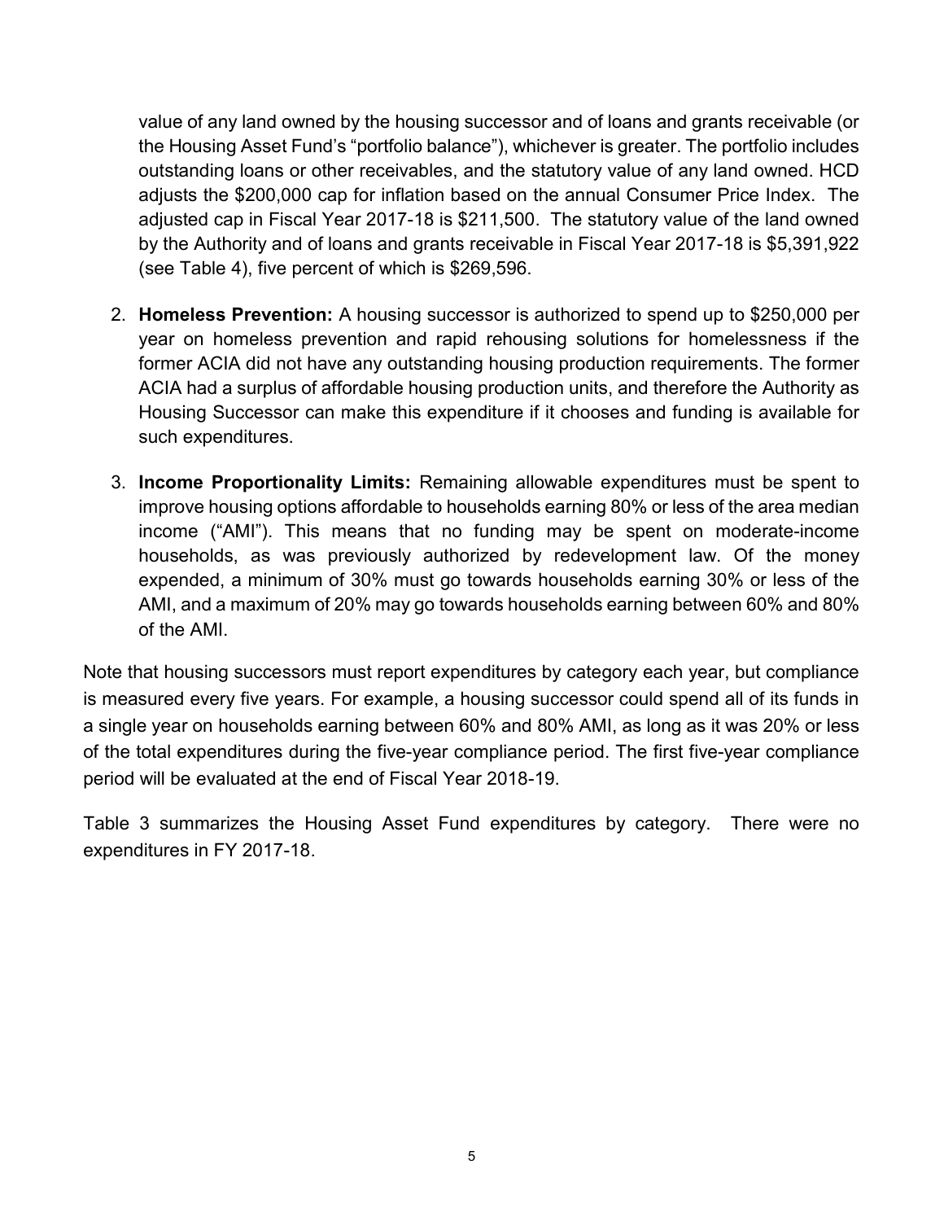value of any land owned by the housing successor and of loans and grants receivable (or the Housing Asset Fund's "portfolio balance"), whichever is greater. The portfolio includes outstanding loans or other receivables, and the statutory value of any land owned. HCD adjusts the $200,000 cap for inflation based on the annual Consumer Price Index. The adjusted cap in Fiscal Year 2017-18 is $211,500. The statutory value of the land owned by the Authority and of loans and grants receivable in Fiscal Year 2017-18 is $5,391,922 (see Table 4), five percent of which is $269,596.

2. **Homeless Prevention:** A housing successor is authorized to spend up to $250,000 per year on homeless prevention and rapid rehousing solutions for homelessness if the former ACIA did not have any outstanding housing production requirements. The former ACIA had a surplus of affordable housing production units, and therefore the Authority as Housing Successor can make this expenditure if it chooses and funding is available for such expenditures.

3. **Income Proportionality Limits:** Remaining allowable expenditures must be spent to improve housing options affordable to households earning 80% or less of the area median income ("AMI"). This means that no funding may be spent on moderate-income households, as was previously authorized by redevelopment law. Of the money expended, a minimum of 30% must go towards households earning 30% or less of the AMI, and a maximum of 20% may go towards households earning between 60% and 80% of the AMI.

Note that housing successors must report expenditures by category each year, but compliance is measured every five years. For example, a housing successor could spend all of its funds in a single year on households earning between 60% and 80% AMI, as long as it was 20% or less of the total expenditures during the five-year compliance period. The first five-year compliance period will be evaluated at the end of Fiscal Year 2018-19.

Table 3 summarizes the Housing Asset Fund expenditures by category. There were no expenditures in FY 2017-18.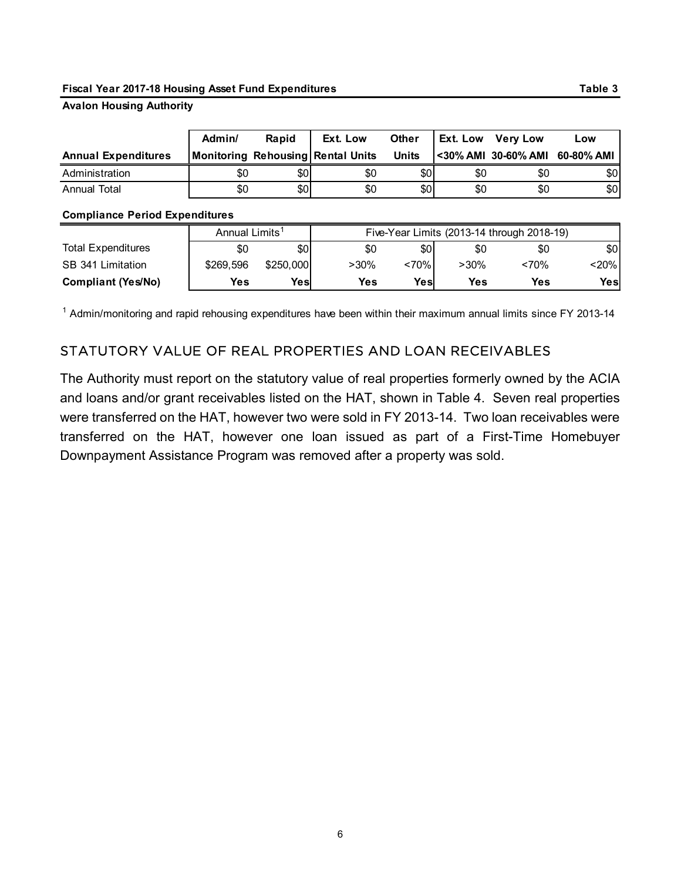**Fiscal Year 2017-18 Housing Asset Fund Expenditures** **Table 3**

**Avalon Housing Authority**

| Annual Expenditures | Admin/ Monitoring | Rapid Rehousing | Ext. Low Rental Units | Other Units | Ext. Low <30% AMI | Very Low 30-60% AMI | Low 60-80% AMI |
|---|---|---|---|---|---|---|---|
| Administration | $0 | $0 | $0 | $0 | $0 | $0 | $0 |
| Annual Total | $0 | $0 | $0 | $0 | $0 | $0 | $0 |

**Compliance Period Expenditures**

| | Annual Limits[1] | | Five-Year Limits (2013-14 through 2018-19) | | | | |
|---|---|---|---|---|---|---|---|
| Total Expenditures | $0 | $0 | $0 | $0 | $0 | $0 | $0 |
| SB 341 Limitation | $269,596 | $250,000 | >30% | <70% | >30% | <70% | <20% |
| **Compliant (Yes/No)** | **Yes** | **Yes** | **Yes** | **Yes** | **Yes** | **Yes** | **Yes** |

[1] Admin/monitoring and rapid rehousing expenditures have been within their maximum annual limits since FY 2013-14

## STATUTORY VALUE OF REAL PROPERTIES AND LOAN RECEIVABLES

The Authority must report on the statutory value of real properties formerly owned by the ACIA and loans and/or grant receivables listed on the HAT, shown in Table 4. Seven real properties were transferred on the HAT, however two were sold in FY 2013-14. Two loan receivables were transferred on the HAT, however one loan issued as part of a First-Time Homebuyer Downpayment Assistance Program was removed after a property was sold.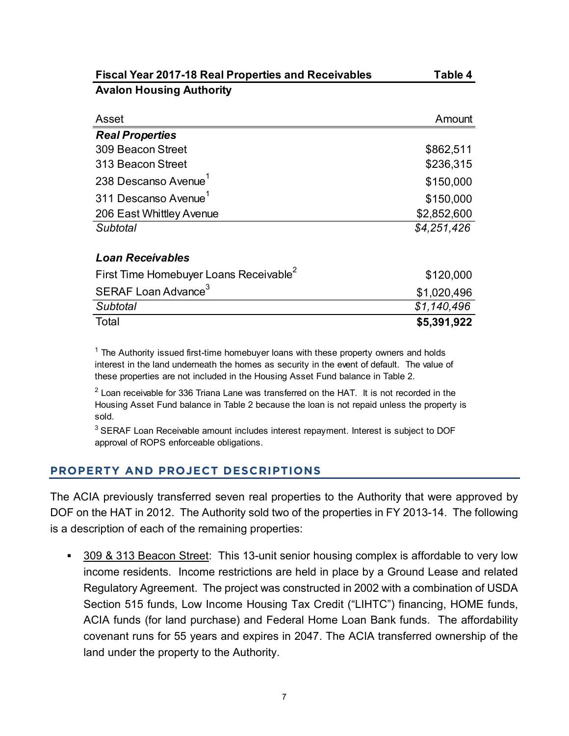**Fiscal Year 2017-18 Real Properties and Receivables** **Table 4**

**Avalon Housing Authority**

| Asset | Amount |
|---|---|
| ***Real Properties*** | |
| 309 Beacon Street | $862,511 |
| 313 Beacon Street | $236,315 |
| 238 Descanso Avenue[1] | $150,000 |
| 311 Descanso Avenue[1] | $150,000 |
| 206 East Whittley Avenue | $2,852,600 |
| *Subtotal* | *$4,251,426* |
| ***Loan Receivables*** | |
| First Time Homebuyer Loans Receivable[2] | $120,000 |
| SERAF Loan Advance[3] | $1,020,496 |
| *Subtotal* | *$1,140,496* |
| Total | **$5,391,922** |

[1] The Authority issued first-time homebuyer loans with these property owners and holds interest in the land underneath the homes as security in the event of default. The value of these properties are not included in the Housing Asset Fund balance in Table 2.

[2] Loan receivable for 336 Triana Lane was transferred on the HAT. It is not recorded in the Housing Asset Fund balance in Table 2 because the loan is not repaid unless the property is sold.

[3] SERAF Loan Receivable amount includes interest repayment. Interest is subject to DOF approval of ROPS enforceable obligations.

## PROPERTY AND PROJECT DESCRIPTIONS

The ACIA previously transferred seven real properties to the Authority that were approved by DOF on the HAT in 2012. The Authority sold two of the properties in FY 2013-14. The following is a description of each of the remaining properties:

- 309 & 313 Beacon Street: This 13-unit senior housing complex is affordable to very low income residents. Income restrictions are held in place by a Ground Lease and related Regulatory Agreement. The project was constructed in 2002 with a combination of USDA Section 515 funds, Low Income Housing Tax Credit ("LIHTC") financing, HOME funds, ACIA funds (for land purchase) and Federal Home Loan Bank funds. The affordability covenant runs for 55 years and expires in 2047. The ACIA transferred ownership of the land under the property to the Authority.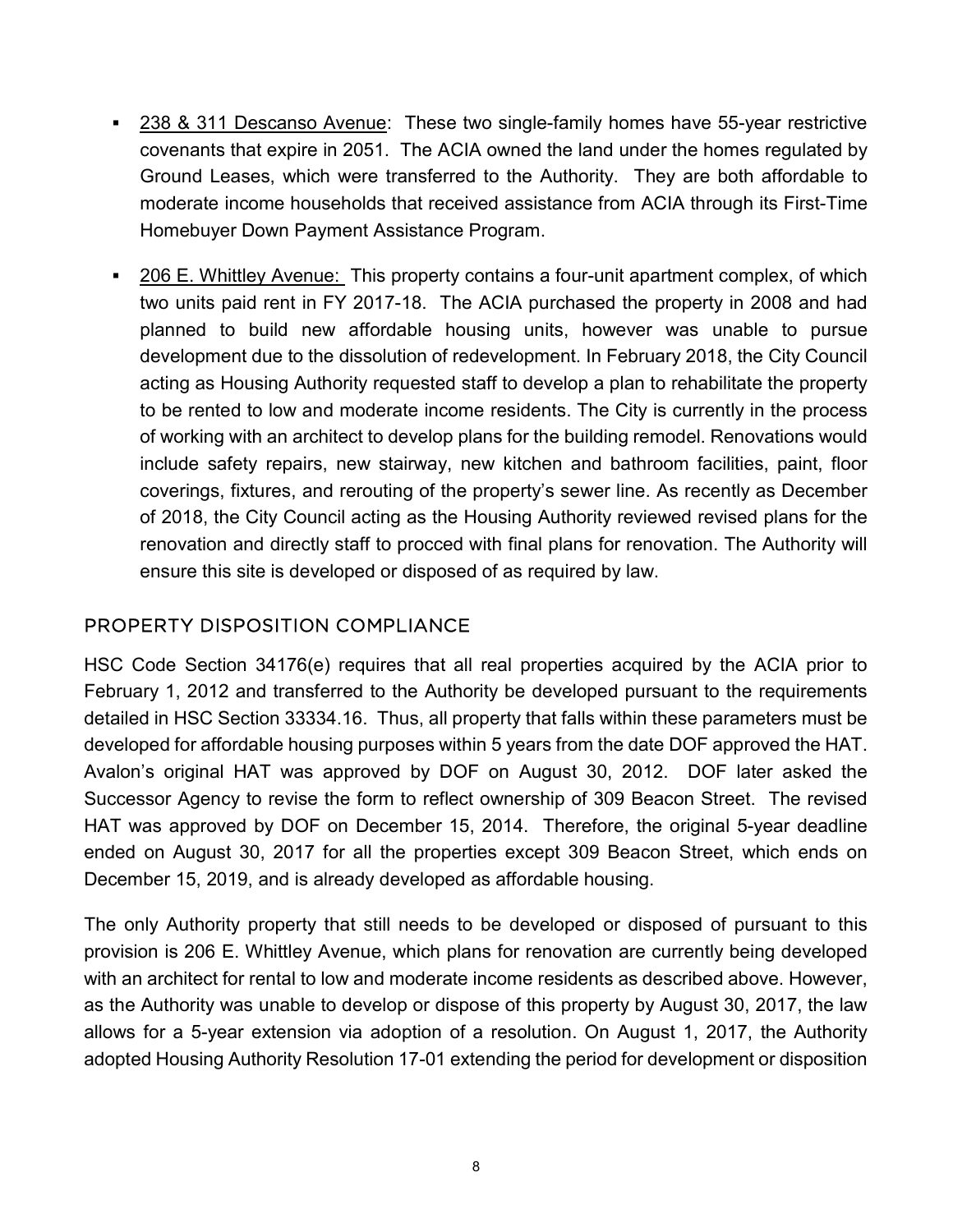- <u>238 & 311 Descanso Avenue</u>: These two single-family homes have 55-year restrictive covenants that expire in 2051. The ACIA owned the land under the homes regulated by Ground Leases, which were transferred to the Authority. They are both affordable to moderate income households that received assistance from ACIA through its First-Time Homebuyer Down Payment Assistance Program.

- <u>206 E. Whittley Avenue:</u> This property contains a four-unit apartment complex, of which two units paid rent in FY 2017-18. The ACIA purchased the property in 2008 and had planned to build new affordable housing units, however was unable to pursue development due to the dissolution of redevelopment. In February 2018, the City Council acting as Housing Authority requested staff to develop a plan to rehabilitate the property to be rented to low and moderate income residents. The City is currently in the process of working with an architect to develop plans for the building remodel. Renovations would include safety repairs, new stairway, new kitchen and bathroom facilities, paint, floor coverings, fixtures, and rerouting of the property's sewer line. As recently as December of 2018, the City Council acting as the Housing Authority reviewed revised plans for the renovation and directly staff to procced with final plans for renovation. The Authority will ensure this site is developed or disposed of as required by law.

## PROPERTY DISPOSITION COMPLIANCE

HSC Code Section 34176(e) requires that all real properties acquired by the ACIA prior to February 1, 2012 and transferred to the Authority be developed pursuant to the requirements detailed in HSC Section 33334.16. Thus, all property that falls within these parameters must be developed for affordable housing purposes within 5 years from the date DOF approved the HAT. Avalon's original HAT was approved by DOF on August 30, 2012. DOF later asked the Successor Agency to revise the form to reflect ownership of 309 Beacon Street. The revised HAT was approved by DOF on December 15, 2014. Therefore, the original 5-year deadline ended on August 30, 2017 for all the properties except 309 Beacon Street, which ends on December 15, 2019, and is already developed as affordable housing.

The only Authority property that still needs to be developed or disposed of pursuant to this provision is 206 E. Whittley Avenue, which plans for renovation are currently being developed with an architect for rental to low and moderate income residents as described above. However, as the Authority was unable to develop or dispose of this property by August 30, 2017, the law allows for a 5-year extension via adoption of a resolution. On August 1, 2017, the Authority adopted Housing Authority Resolution 17-01 extending the period for development or disposition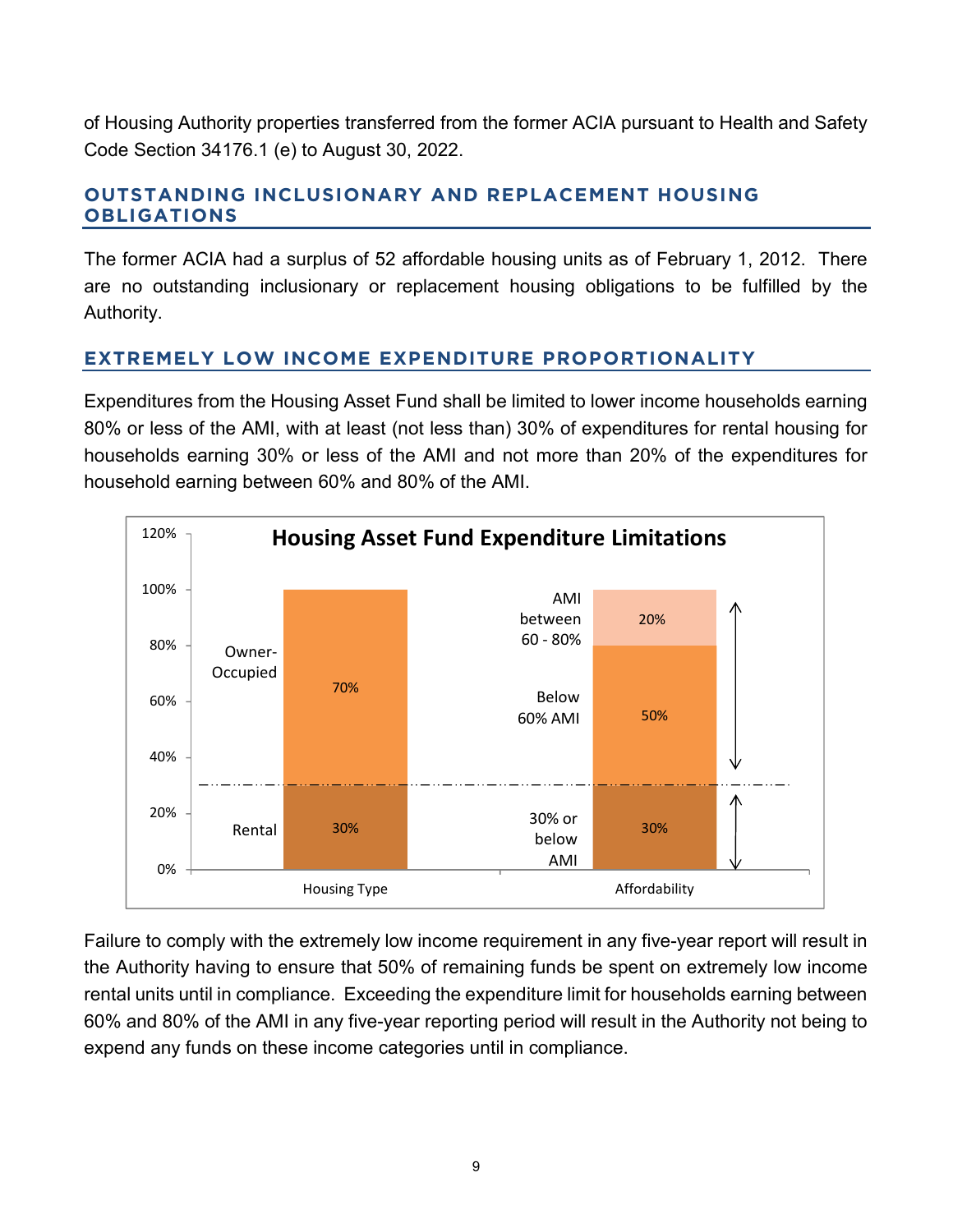of Housing Authority properties transferred from the former ACIA pursuant to Health and Safety Code Section 34176.1 (e) to August 30, 2022.

## OUTSTANDING INCLUSIONARY AND REPLACEMENT HOUSING OBLIGATIONS

The former ACIA had a surplus of 52 affordable housing units as of February 1, 2012. There are no outstanding inclusionary or replacement housing obligations to be fulfilled by the Authority.

## EXTREMELY LOW INCOME EXPENDITURE PROPORTIONALITY

Expenditures from the Housing Asset Fund shall be limited to lower income households earning 80% or less of the AMI, with at least (not less than) 30% of expenditures for rental housing for households earning 30% or less of the AMI and not more than 20% of the expenditures for household earning between 60% and 80% of the AMI.

**Housing Asset Fund Expenditure Limitations**

| Housing Type | | Affordability | |
|---|---|---|---|
| Owner-Occupied | 70% | AMI between 60 - 80% | 20% |
| | | Below 60% AMI | 50% |
| Rental | 30% | 30% or below AMI | 30% |

Failure to comply with the extremely low income requirement in any five-year report will result in the Authority having to ensure that 50% of remaining funds be spent on extremely low income rental units until in compliance. Exceeding the expenditure limit for households earning between 60% and 80% of the AMI in any five-year reporting period will result in the Authority not being to expend any funds on these income categories until in compliance.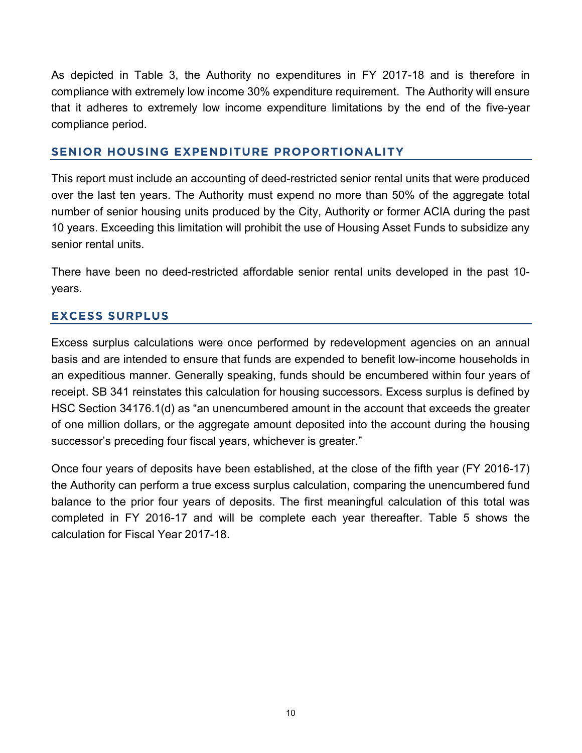As depicted in Table 3, the Authority no expenditures in FY 2017-18 and is therefore in compliance with extremely low income 30% expenditure requirement. The Authority will ensure that it adheres to extremely low income expenditure limitations by the end of the five-year compliance period.

## SENIOR HOUSING EXPENDITURE PROPORTIONALITY

This report must include an accounting of deed-restricted senior rental units that were produced over the last ten years. The Authority must expend no more than 50% of the aggregate total number of senior housing units produced by the City, Authority or former ACIA during the past 10 years. Exceeding this limitation will prohibit the use of Housing Asset Funds to subsidize any senior rental units.

There have been no deed-restricted affordable senior rental units developed in the past 10-years.

## EXCESS SURPLUS

Excess surplus calculations were once performed by redevelopment agencies on an annual basis and are intended to ensure that funds are expended to benefit low-income households in an expeditious manner. Generally speaking, funds should be encumbered within four years of receipt. SB 341 reinstates this calculation for housing successors. Excess surplus is defined by HSC Section 34176.1(d) as "an unencumbered amount in the account that exceeds the greater of one million dollars, or the aggregate amount deposited into the account during the housing successor's preceding four fiscal years, whichever is greater."

Once four years of deposits have been established, at the close of the fifth year (FY 2016-17) the Authority can perform a true excess surplus calculation, comparing the unencumbered fund balance to the prior four years of deposits. The first meaningful calculation of this total was completed in FY 2016-17 and will be complete each year thereafter. Table 5 shows the calculation for Fiscal Year 2017-18.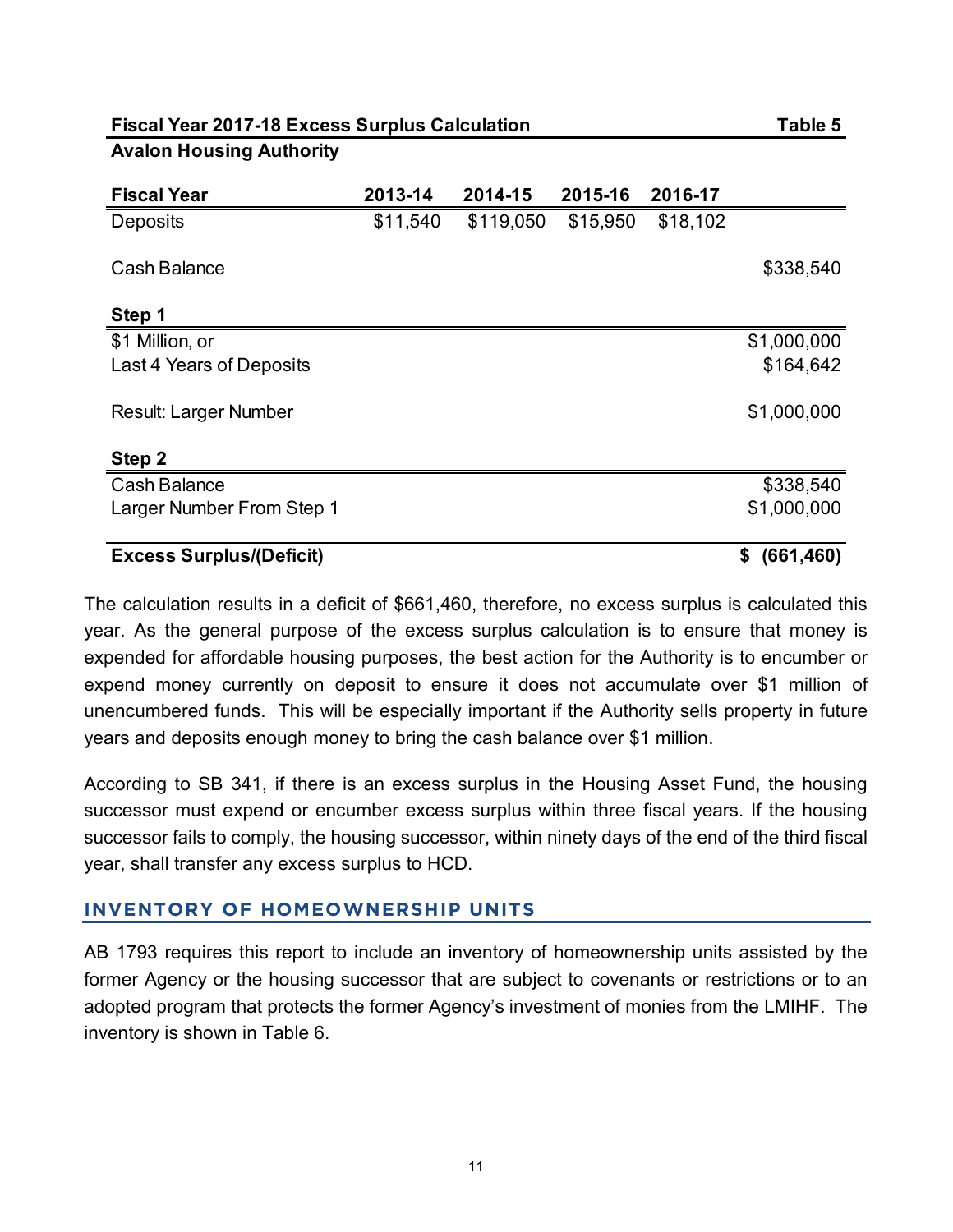**Fiscal Year 2017-18 Excess Surplus Calculation** **Table 5**

**Avalon Housing Authority**

| **Fiscal Year** | **2013-14** | **2014-15** | **2015-16** | **2016-17** | |
|---|---|---|---|---|---|
| Deposits | $11,540 | $119,050 | $15,950 | $18,102 | |
| Cash Balance | | | | | $338,540 |
| **Step 1** | | | | | |
| $1 Million, or | | | | | $1,000,000 |
| Last 4 Years of Deposits | | | | | $164,642 |
| Result: Larger Number | | | | | $1,000,000 |
| **Step 2** | | | | | |
| Cash Balance | | | | | $338,540 |
| Larger Number From Step 1 | | | | | $1,000,000 |
| **Excess Surplus/(Deficit)** | | | | | **$ (661,460)** |

The calculation results in a deficit of $661,460, therefore, no excess surplus is calculated this year. As the general purpose of the excess surplus calculation is to ensure that money is expended for affordable housing purposes, the best action for the Authority is to encumber or expend money currently on deposit to ensure it does not accumulate over $1 million of unencumbered funds. This will be especially important if the Authority sells property in future years and deposits enough money to bring the cash balance over $1 million.

According to SB 341, if there is an excess surplus in the Housing Asset Fund, the housing successor must expend or encumber excess surplus within three fiscal years. If the housing successor fails to comply, the housing successor, within ninety days of the end of the third fiscal year, shall transfer any excess surplus to HCD.

## INVENTORY OF HOMEOWNERSHIP UNITS

AB 1793 requires this report to include an inventory of homeownership units assisted by the former Agency or the housing successor that are subject to covenants or restrictions or to an adopted program that protects the former Agency's investment of monies from the LMIHF. The inventory is shown in Table 6.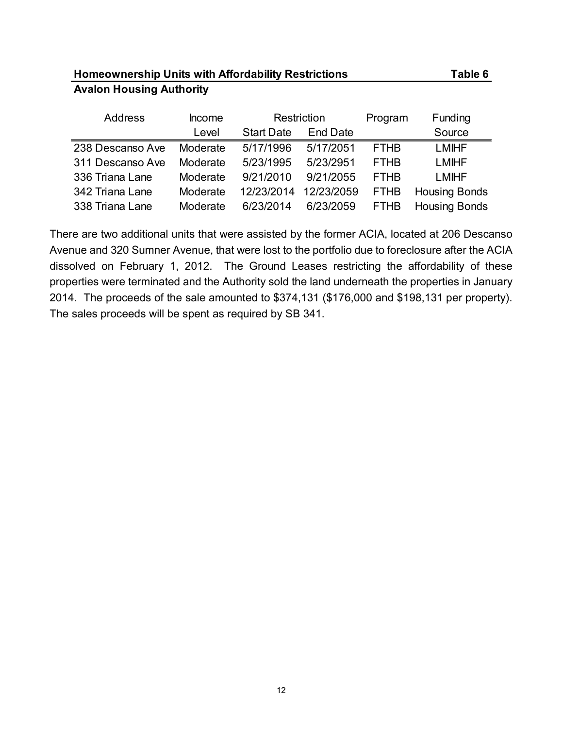**Homeownership Units with Affordability Restrictions** **Table 6**

**Avalon Housing Authority**

| Address | Income Level | Restriction Start Date | Restriction End Date | Program | Funding Source |
|---|---|---|---|---|---|
| 238 Descanso Ave | Moderate | 5/17/1996 | 5/17/2051 | FTHB | LMIHF |
| 311 Descanso Ave | Moderate | 5/23/1995 | 5/23/2951 | FTHB | LMIHF |
| 336 Triana Lane | Moderate | 9/21/2010 | 9/21/2055 | FTHB | LMIHF |
| 342 Triana Lane | Moderate | 12/23/2014 | 12/23/2059 | FTHB | Housing Bonds |
| 338 Triana Lane | Moderate | 6/23/2014 | 6/23/2059 | FTHB | Housing Bonds |

There are two additional units that were assisted by the former ACIA, located at 206 Descanso Avenue and 320 Sumner Avenue, that were lost to the portfolio due to foreclosure after the ACIA dissolved on February 1, 2012. The Ground Leases restricting the affordability of these properties were terminated and the Authority sold the land underneath the properties in January 2014. The proceeds of the sale amounted to $374,131 ($176,000 and $198,131 per property). The sales proceeds will be spent as required by SB 341.